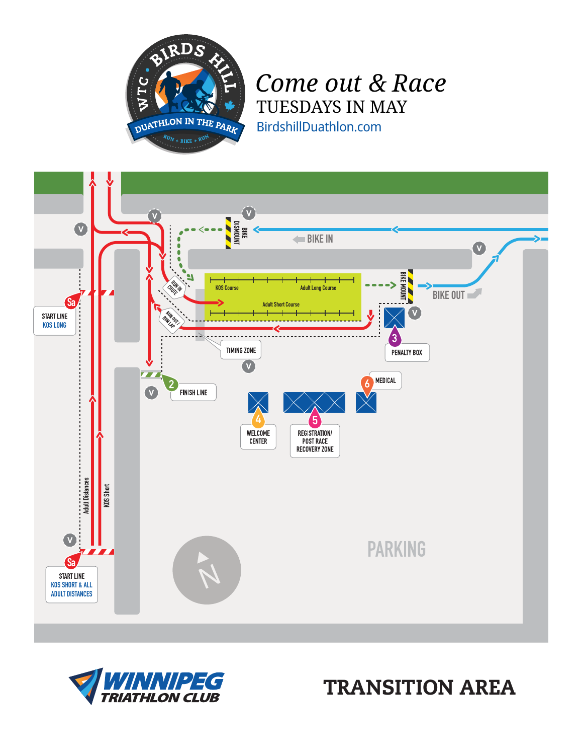WTC • BIRDS HILL

DUATHLON IN THE PARK

RUN + BIKE + RUN

# *Come out & Race*

## TUESDAYS IN MAY

BirdshillDuathlon.com

BIKE DISMOUNT

BIKE IN

BIKE MOUNT

BIKE OUT

KOS Course

Adult Long Course

Adult Short Course

RUN IN CHUTE

RUN OUT / RUN LAP

START LINE
KOS LONG

TIMING ZONE

FINISH LINE

PENALTY BOX

MEDICAL

WELCOME CENTER

REGISTRATION/
POST RACE
RECOVERY ZONE

Adult Distances

KOS Short

START LINE
KOS SHORT & ALL
ADULT DISTANCES

PARKING

N

WINNIPEG TRIATHLON CLUB

# TRANSITION AREA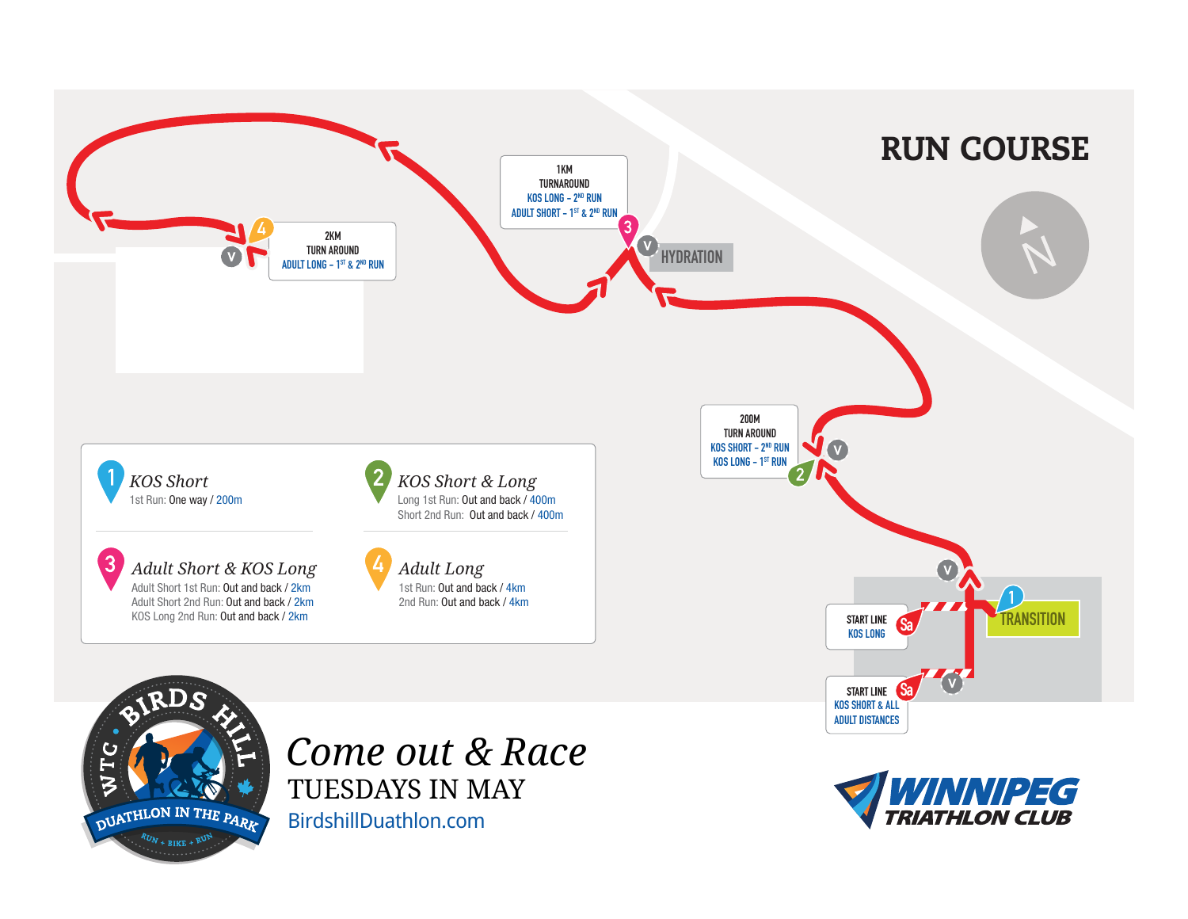# RUN COURSE

1KM TURNAROUND
KOS LONG – 2ND RUN
ADULT SHORT – 1ST & 2ND RUN

2KM TURN AROUND
ADULT LONG – 1ST & 2ND RUN

HYDRATION

200M TURN AROUND
KOS SHORT – 2ND RUN
KOS LONG – 1ST RUN

TRANSITION

START LINE
KOS LONG

START LINE
KOS SHORT & ALL ADULT DISTANCES

**1** *KOS Short*
1st Run: One way / 200m

**2** *KOS Short & Long*
Long 1st Run: Out and back / 400m
Short 2nd Run: Out and back / 400m

**3** *Adult Short & KOS Long*
Adult Short 1st Run: Out and back / 2km
Adult Short 2nd Run: Out and back / 2km
KOS Long 2nd Run: Out and back / 2km

**4** *Adult Long*
1st Run: Out and back / 4km
2nd Run: Out and back / 4km

WTC · BIRDS HILL
DUATHLON IN THE PARK
RUN + BIKE + RUN

*Come out & Race*
TUESDAYS IN MAY
BirdshillDuathlon.com

WINNIPEG TRIATHLON CLUB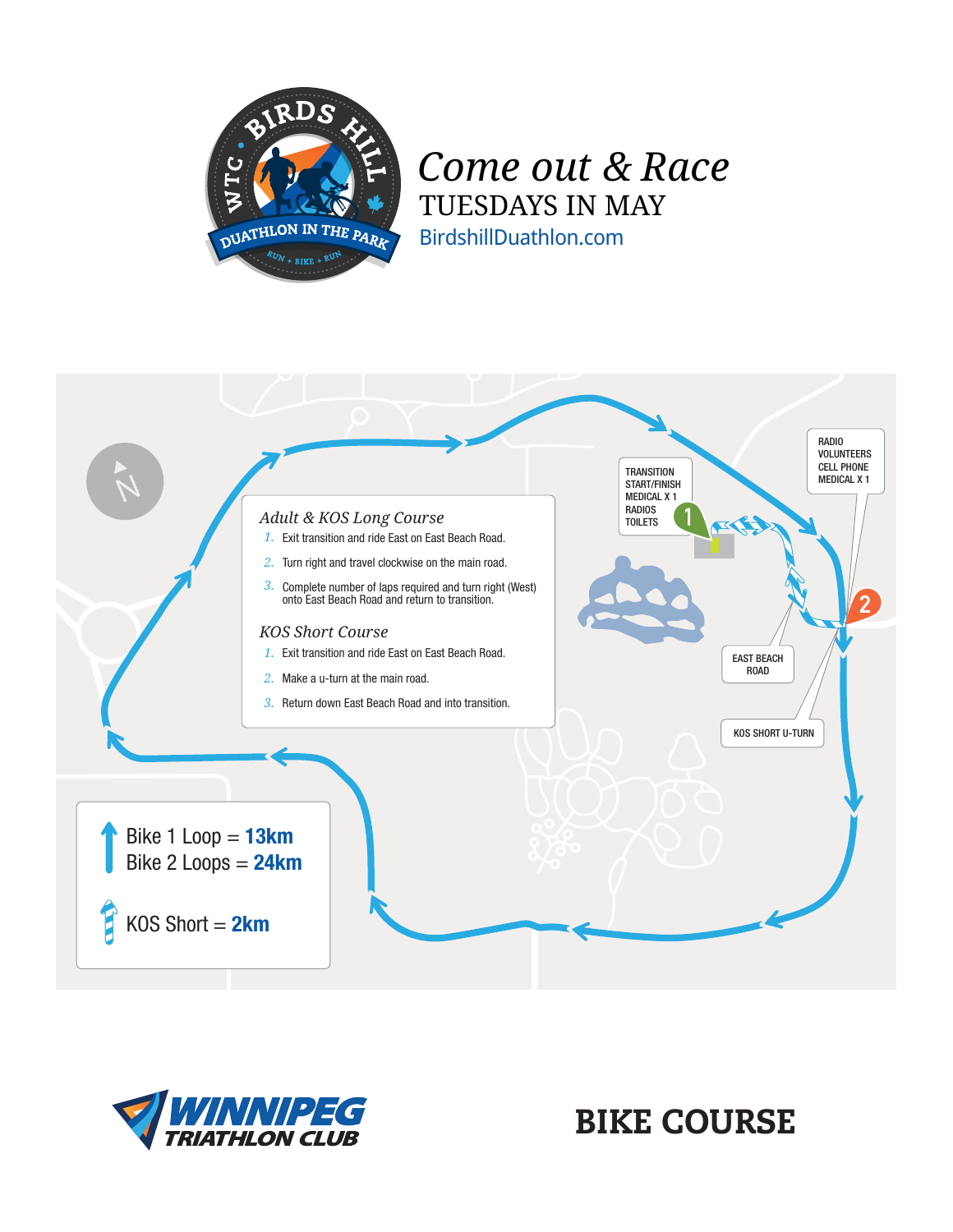BIRDS HILL · WTC · DUATHLON IN THE PARK · RUN + BIKE + RUN

*Come out & Race*

TUESDAYS IN MAY

BirdshillDuathlon.com

N

TRANSITION
START/FINISH
MEDICAL X 1
RADIOS
TOILETS

1

RADIO
VOLUNTEERS
CELL PHONE
MEDICAL X 1

2

EAST BEACH
ROAD

KOS SHORT U-TURN

### *Adult & KOS Long Course*

1. Exit transition and ride East on East Beach Road.
2. Turn right and travel clockwise on the main road.
3. Complete number of laps required and turn right (West) onto East Beach Road and return to transition.

### *KOS Short Course*

1. Exit transition and ride East on East Beach Road.
2. Make a u-turn at the main road.
3. Return down East Beach Road and into transition.

Bike 1 Loop = **13km**
Bike 2 Loops = **24km**

KOS Short = **2km**

WINNIPEG TRIATHLON CLUB

# BIKE COURSE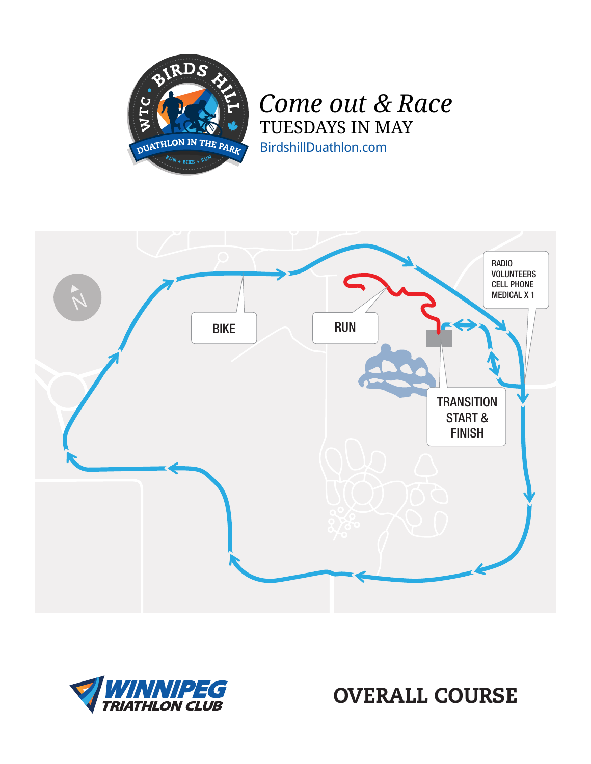BIRDS HILL · WTC · DUATHLON IN THE PARK · RUN + BIKE + RUN

*Come out & Race*

TUESDAYS IN MAY

BirdshillDuathlon.com

N

BIKE

RUN

RADIO
VOLUNTEERS
CELL PHONE
MEDICAL X 1

TRANSITION
START &
FINISH

WINNIPEG TRIATHLON CLUB

# OVERALL COURSE